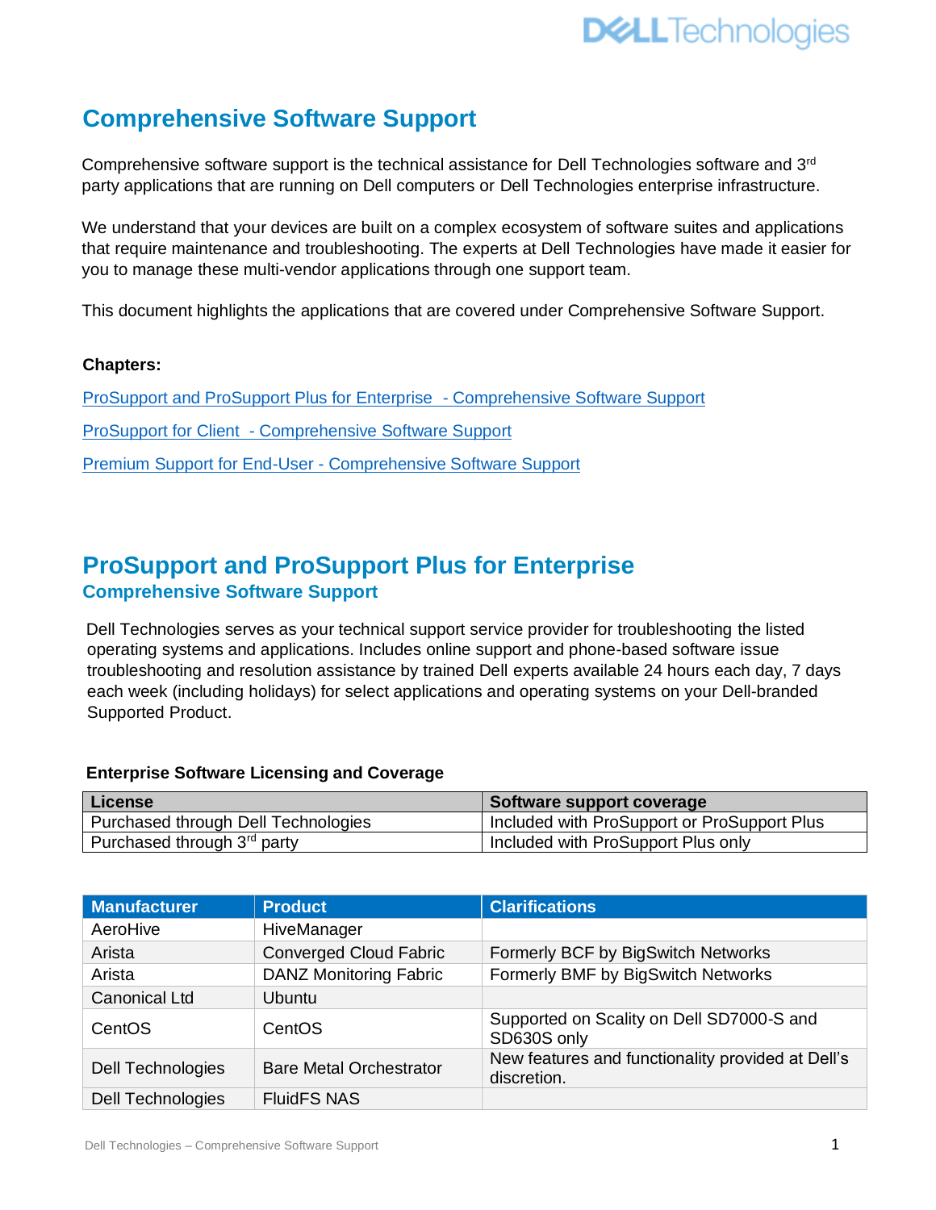# Comprehensive Software Support

Comprehensive software support is the technical assistance for Dell Technologies software and 3rd party applications that are running on Dell computers or Dell Technologies enterprise infrastructure.

We understand that your devices are built on a complex ecosystem of software suites and applications that require maintenance and troubleshooting. The experts at Dell Technologies have made it easier for you to manage these multi-vendor applications through one support team.

This document highlights the applications that are covered under Comprehensive Software Support.

**Chapters:**

ProSupport and ProSupport Plus for Enterprise - Comprehensive Software Support

ProSupport for Client - Comprehensive Software Support

Premium Support for End-User - Comprehensive Software Support

## ProSupport and ProSupport Plus for Enterprise

### Comprehensive Software Support

Dell Technologies serves as your technical support service provider for troubleshooting the listed operating systems and applications. Includes online support and phone-based software issue troubleshooting and resolution assistance by trained Dell experts available 24 hours each day, 7 days each week (including holidays) for select applications and operating systems on your Dell-branded Supported Product.

**Enterprise Software Licensing and Coverage**

| License | Software support coverage |
|---|---|
| Purchased through Dell Technologies | Included with ProSupport or ProSupport Plus |
| Purchased through 3rd party | Included with ProSupport Plus only |

| Manufacturer | Product | Clarifications |
|---|---|---|
| AeroHive | HiveManager | |
| Arista | Converged Cloud Fabric | Formerly BCF by BigSwitch Networks |
| Arista | DANZ Monitoring Fabric | Formerly BMF by BigSwitch Networks |
| Canonical Ltd | Ubuntu | |
| CentOS | CentOS | Supported on Scality on Dell SD7000-S and SD630S only |
| Dell Technologies | Bare Metal Orchestrator | New features and functionality provided at Dell's discretion. |
| Dell Technologies | FluidFS NAS | |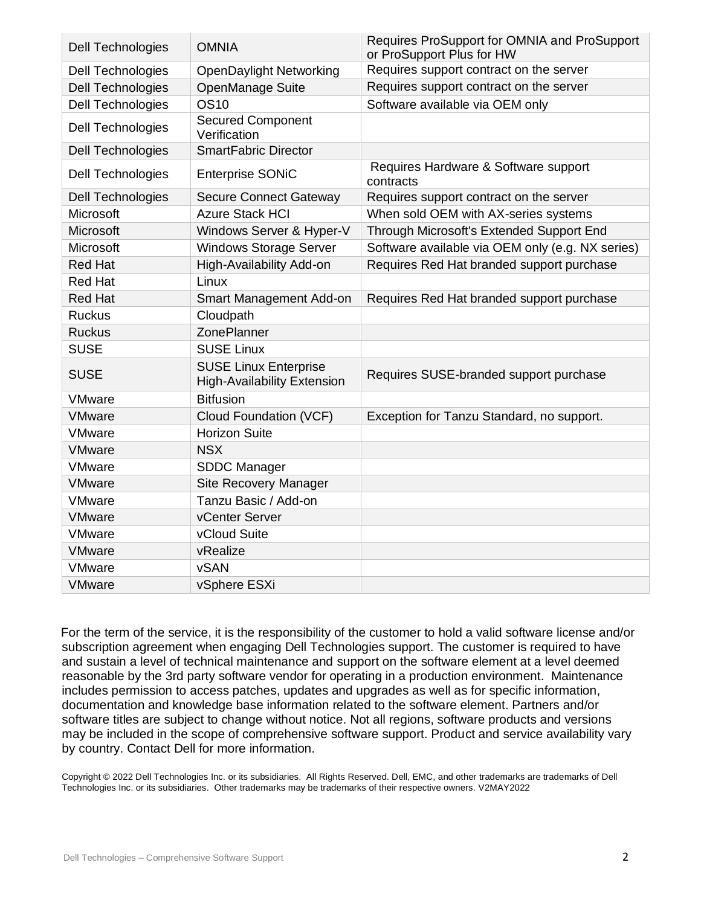| | | |
|---|---|---|
| Dell Technologies | OMNIA | Requires ProSupport for OMNIA and ProSupport or ProSupport Plus for HW |
| Dell Technologies | OpenDaylight Networking | Requires support contract on the server |
| Dell Technologies | OpenManage Suite | Requires support contract on the server |
| Dell Technologies | OS10 | Software available via OEM only |
| Dell Technologies | Secured Component Verification | |
| Dell Technologies | SmartFabric Director | |
| Dell Technologies | Enterprise SONiC | Requires Hardware & Software support contracts |
| Dell Technologies | Secure Connect Gateway | Requires support contract on the server |
| Microsoft | Azure Stack HCI | When sold OEM with AX-series systems |
| Microsoft | Windows Server & Hyper-V | Through Microsoft's Extended Support End |
| Microsoft | Windows Storage Server | Software available via OEM only (e.g. NX series) |
| Red Hat | High-Availability Add-on | Requires Red Hat branded support purchase |
| Red Hat | Linux | |
| Red Hat | Smart Management Add-on | Requires Red Hat branded support purchase |
| Ruckus | Cloudpath | |
| Ruckus | ZonePlanner | |
| SUSE | SUSE Linux | |
| SUSE | SUSE Linux Enterprise High-Availability Extension | Requires SUSE-branded support purchase |
| VMware | Bitfusion | |
| VMware | Cloud Foundation (VCF) | Exception for Tanzu Standard, no support. |
| VMware | Horizon Suite | |
| VMware | NSX | |
| VMware | SDDC Manager | |
| VMware | Site Recovery Manager | |
| VMware | Tanzu Basic / Add-on | |
| VMware | vCenter Server | |
| VMware | vCloud Suite | |
| VMware | vRealize | |
| VMware | vSAN | |
| VMware | vSphere ESXi | |

For the term of the service, it is the responsibility of the customer to hold a valid software license and/or subscription agreement when engaging Dell Technologies support. The customer is required to have and sustain a level of technical maintenance and support on the software element at a level deemed reasonable by the 3rd party software vendor for operating in a production environment. Maintenance includes permission to access patches, updates and upgrades as well as for specific information, documentation and knowledge base information related to the software element. Partners and/or software titles are subject to change without notice. Not all regions, software products and versions may be included in the scope of comprehensive software support. Product and service availability vary by country. Contact Dell for more information.

Copyright © 2022 Dell Technologies Inc. or its subsidiaries. All Rights Reserved. Dell, EMC, and other trademarks are trademarks of Dell Technologies Inc. or its subsidiaries. Other trademarks may be trademarks of their respective owners. V2MAY2022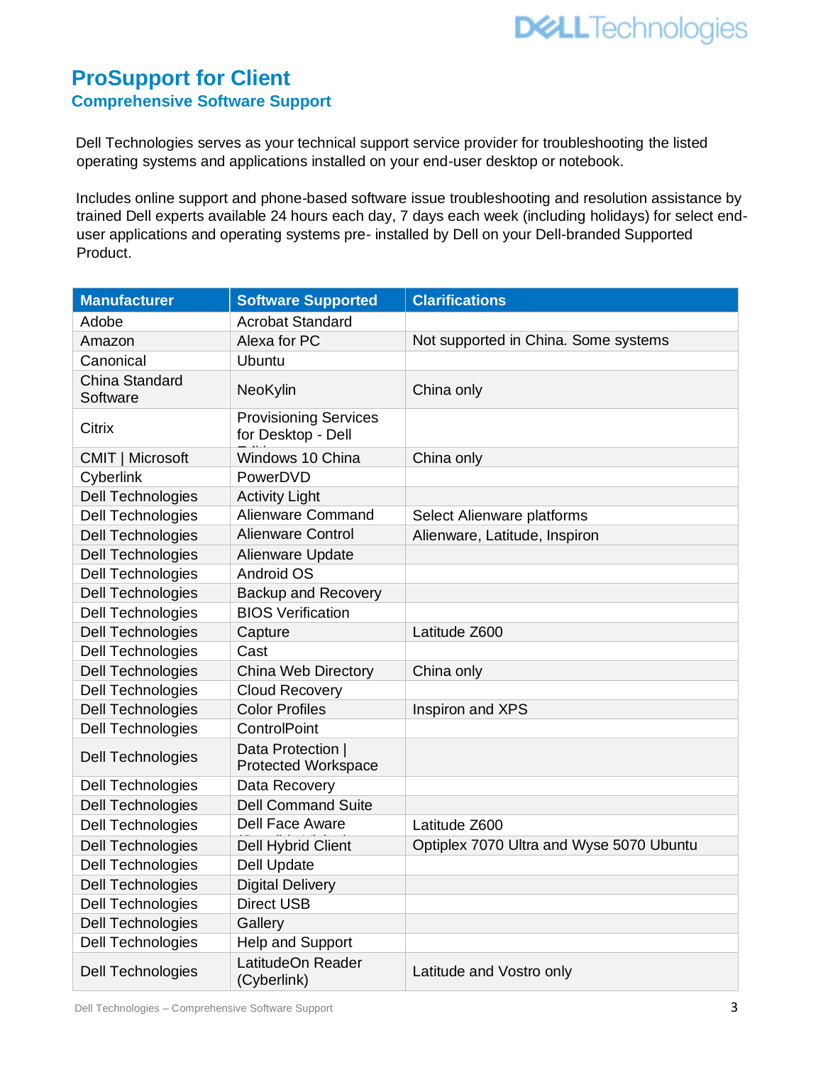# ProSupport for Client

## Comprehensive Software Support

Dell Technologies serves as your technical support service provider for troubleshooting the listed operating systems and applications installed on your end-user desktop or notebook.

Includes online support and phone-based software issue troubleshooting and resolution assistance by trained Dell experts available 24 hours each day, 7 days each week (including holidays) for select end-user applications and operating systems pre- installed by Dell on your Dell-branded Supported Product.

| Manufacturer | Software Supported | Clarifications |
|---|---|---|
| Adobe | Acrobat Standard | |
| Amazon | Alexa for PC | Not supported in China. Some systems |
| Canonical | Ubuntu | |
| China Standard Software | NeoKylin | China only |
| Citrix | Provisioning Services for Desktop - Dell | |
| CMIT \| Microsoft | Windows 10 China | China only |
| Cyberlink | PowerDVD | |
| Dell Technologies | Activity Light | |
| Dell Technologies | Alienware Command | Select Alienware platforms |
| Dell Technologies | Alienware Control | Alienware, Latitude, Inspiron |
| Dell Technologies | Alienware Update | |
| Dell Technologies | Android OS | |
| Dell Technologies | Backup and Recovery | |
| Dell Technologies | BIOS Verification | |
| Dell Technologies | Capture | Latitude Z600 |
| Dell Technologies | Cast | |
| Dell Technologies | China Web Directory | China only |
| Dell Technologies | Cloud Recovery | |
| Dell Technologies | Color Profiles | Inspiron and XPS |
| Dell Technologies | ControlPoint | |
| Dell Technologies | Data Protection \| Protected Workspace | |
| Dell Technologies | Data Recovery | |
| Dell Technologies | Dell Command Suite | |
| Dell Technologies | Dell Face Aware | Latitude Z600 |
| Dell Technologies | Dell Hybrid Client | Optiplex 7070 Ultra and Wyse 5070 Ubuntu |
| Dell Technologies | Dell Update | |
| Dell Technologies | Digital Delivery | |
| Dell Technologies | Direct USB | |
| Dell Technologies | Gallery | |
| Dell Technologies | Help and Support | |
| Dell Technologies | LatitudeOn Reader (Cyberlink) | Latitude and Vostro only |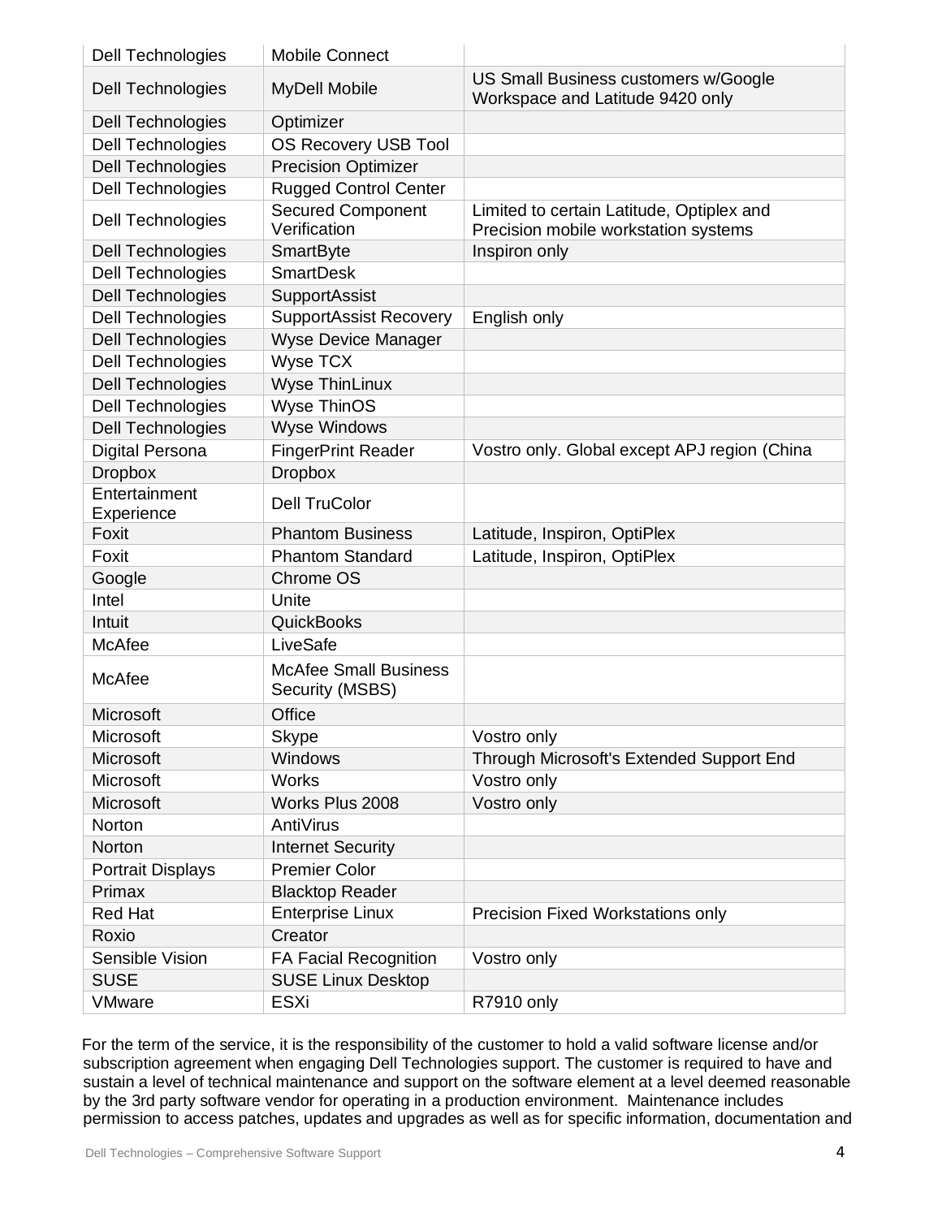| | | |
|---|---|---|
| Dell Technologies | Mobile Connect | |
| Dell Technologies | MyDell Mobile | US Small Business customers w/Google Workspace and Latitude 9420 only |
| Dell Technologies | Optimizer | |
| Dell Technologies | OS Recovery USB Tool | |
| Dell Technologies | Precision Optimizer | |
| Dell Technologies | Rugged Control Center | |
| Dell Technologies | Secured Component Verification | Limited to certain Latitude, Optiplex and Precision mobile workstation systems |
| Dell Technologies | SmartByte | Inspiron only |
| Dell Technologies | SmartDesk | |
| Dell Technologies | SupportAssist | |
| Dell Technologies | SupportAssist Recovery | English only |
| Dell Technologies | Wyse Device Manager | |
| Dell Technologies | Wyse TCX | |
| Dell Technologies | Wyse ThinLinux | |
| Dell Technologies | Wyse ThinOS | |
| Dell Technologies | Wyse Windows | |
| Digital Persona | FingerPrint Reader | Vostro only. Global except APJ region (China |
| Dropbox | Dropbox | |
| Entertainment Experience | Dell TruColor | |
| Foxit | Phantom Business | Latitude, Inspiron, OptiPlex |
| Foxit | Phantom Standard | Latitude, Inspiron, OptiPlex |
| Google | Chrome OS | |
| Intel | Unite | |
| Intuit | QuickBooks | |
| McAfee | LiveSafe | |
| McAfee | McAfee Small Business Security (MSBS) | |
| Microsoft | Office | |
| Microsoft | Skype | Vostro only |
| Microsoft | Windows | Through Microsoft's Extended Support End |
| Microsoft | Works | Vostro only |
| Microsoft | Works Plus 2008 | Vostro only |
| Norton | AntiVirus | |
| Norton | Internet Security | |
| Portrait Displays | Premier Color | |
| Primax | Blacktop Reader | |
| Red Hat | Enterprise Linux | Precision Fixed Workstations only |
| Roxio | Creator | |
| Sensible Vision | FA Facial Recognition | Vostro only |
| SUSE | SUSE Linux Desktop | |
| VMware | ESXi | R7910 only |

For the term of the service, it is the responsibility of the customer to hold a valid software license and/or subscription agreement when engaging Dell Technologies support. The customer is required to have and sustain a level of technical maintenance and support on the software element at a level deemed reasonable by the 3rd party software vendor for operating in a production environment. Maintenance includes permission to access patches, updates and upgrades as well as for specific information, documentation and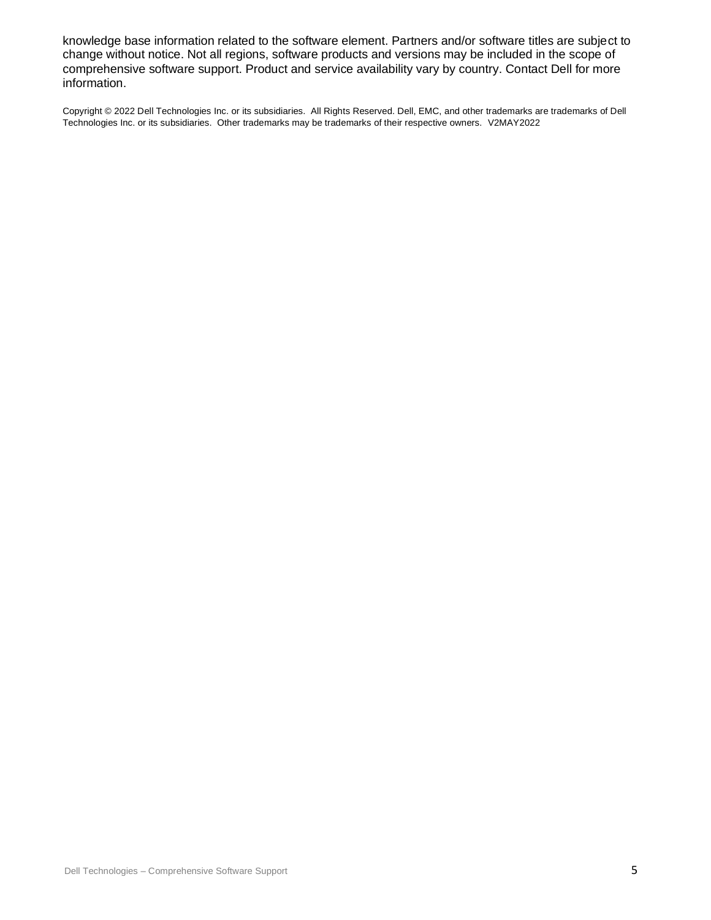knowledge base information related to the software element. Partners and/or software titles are subject to change without notice. Not all regions, software products and versions may be included in the scope of comprehensive software support. Product and service availability vary by country. Contact Dell for more information.

Copyright © 2022 Dell Technologies Inc. or its subsidiaries. All Rights Reserved. Dell, EMC, and other trademarks are trademarks of Dell Technologies Inc. or its subsidiaries. Other trademarks may be trademarks of their respective owners. V2MAY2022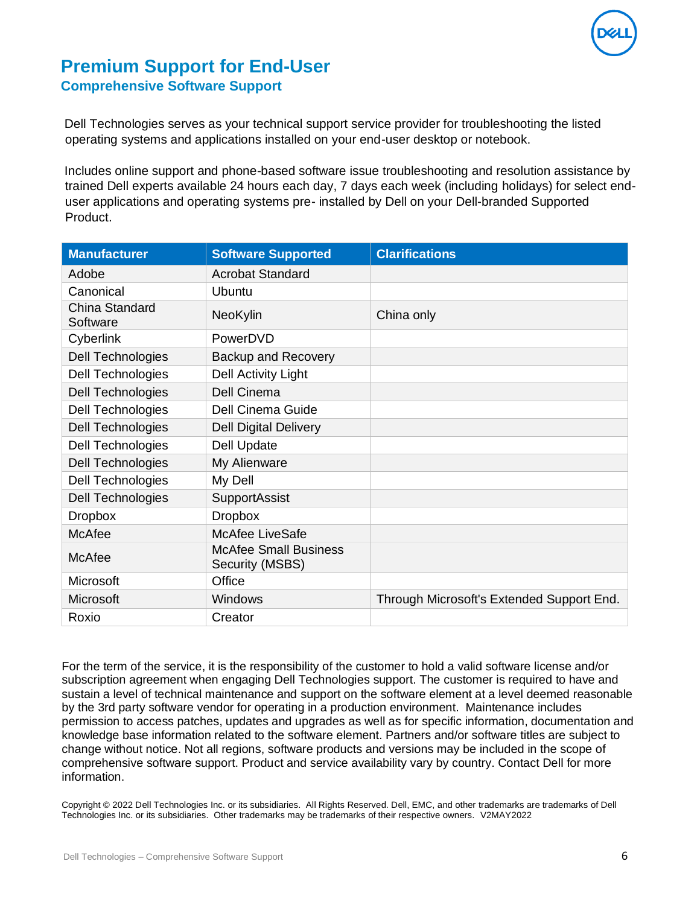# Premium Support for End-User

## Comprehensive Software Support

Dell Technologies serves as your technical support service provider for troubleshooting the listed operating systems and applications installed on your end-user desktop or notebook.

Includes online support and phone-based software issue troubleshooting and resolution assistance by trained Dell experts available 24 hours each day, 7 days each week (including holidays) for select end-user applications and operating systems pre- installed by Dell on your Dell-branded Supported Product.

| Manufacturer | Software Supported | Clarifications |
|---|---|---|
| Adobe | Acrobat Standard | |
| Canonical | Ubuntu | |
| China Standard Software | NeoKylin | China only |
| Cyberlink | PowerDVD | |
| Dell Technologies | Backup and Recovery | |
| Dell Technologies | Dell Activity Light | |
| Dell Technologies | Dell Cinema | |
| Dell Technologies | Dell Cinema Guide | |
| Dell Technologies | Dell Digital Delivery | |
| Dell Technologies | Dell Update | |
| Dell Technologies | My Alienware | |
| Dell Technologies | My Dell | |
| Dell Technologies | SupportAssist | |
| Dropbox | Dropbox | |
| McAfee | McAfee LiveSafe | |
| McAfee | McAfee Small Business Security (MSBS) | |
| Microsoft | Office | |
| Microsoft | Windows | Through Microsoft's Extended Support End. |
| Roxio | Creator | |

For the term of the service, it is the responsibility of the customer to hold a valid software license and/or subscription agreement when engaging Dell Technologies support. The customer is required to have and sustain a level of technical maintenance and support on the software element at a level deemed reasonable by the 3rd party software vendor for operating in a production environment. Maintenance includes permission to access patches, updates and upgrades as well as for specific information, documentation and knowledge base information related to the software element. Partners and/or software titles are subject to change without notice. Not all regions, software products and versions may be included in the scope of comprehensive software support. Product and service availability vary by country. Contact Dell for more information.

Copyright © 2022 Dell Technologies Inc. or its subsidiaries. All Rights Reserved. Dell, EMC, and other trademarks are trademarks of Dell Technologies Inc. or its subsidiaries. Other trademarks may be trademarks of their respective owners. V2MAY2022